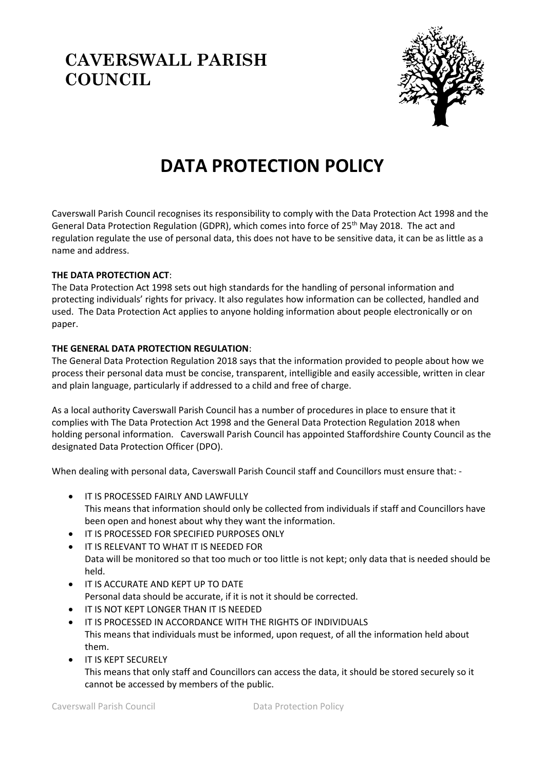# CAVERSWALL PARISH COUNCIL

# DATA PROTECTION POLICY

Caverswall Parish Council recognises its responsibility to comply with the Data Protection Act 1998 and the General Data Protection Regulation (GDPR), which comes into force of 25th May 2018. The act and regulation regulate the use of personal data, this does not have to be sensitive data, it can be as little as a name and address.

**THE DATA PROTECTION ACT**:
The Data Protection Act 1998 sets out high standards for the handling of personal information and protecting individuals' rights for privacy. It also regulates how information can be collected, handled and used. The Data Protection Act applies to anyone holding information about people electronically or on paper.

**THE GENERAL DATA PROTECTION REGULATION**:
The General Data Protection Regulation 2018 says that the information provided to people about how we process their personal data must be concise, transparent, intelligible and easily accessible, written in clear and plain language, particularly if addressed to a child and free of charge.

As a local authority Caverswall Parish Council has a number of procedures in place to ensure that it complies with The Data Protection Act 1998 and the General Data Protection Regulation 2018 when holding personal information. Caverswall Parish Council has appointed Staffordshire County Council as the designated Data Protection Officer (DPO).

When dealing with personal data, Caverswall Parish Council staff and Councillors must ensure that: -

- IT IS PROCESSED FAIRLY AND LAWFULLY
  This means that information should only be collected from individuals if staff and Councillors have been open and honest about why they want the information.
- IT IS PROCESSED FOR SPECIFIED PURPOSES ONLY
- IT IS RELEVANT TO WHAT IT IS NEEDED FOR
  Data will be monitored so that too much or too little is not kept; only data that is needed should be held.
- IT IS ACCURATE AND KEPT UP TO DATE
  Personal data should be accurate, if it is not it should be corrected.
- IT IS NOT KEPT LONGER THAN IT IS NEEDED
- IT IS PROCESSED IN ACCORDANCE WITH THE RIGHTS OF INDIVIDUALS
  This means that individuals must be informed, upon request, of all the information held about them.
- IT IS KEPT SECURELY
  This means that only staff and Councillors can access the data, it should be stored securely so it cannot be accessed by members of the public.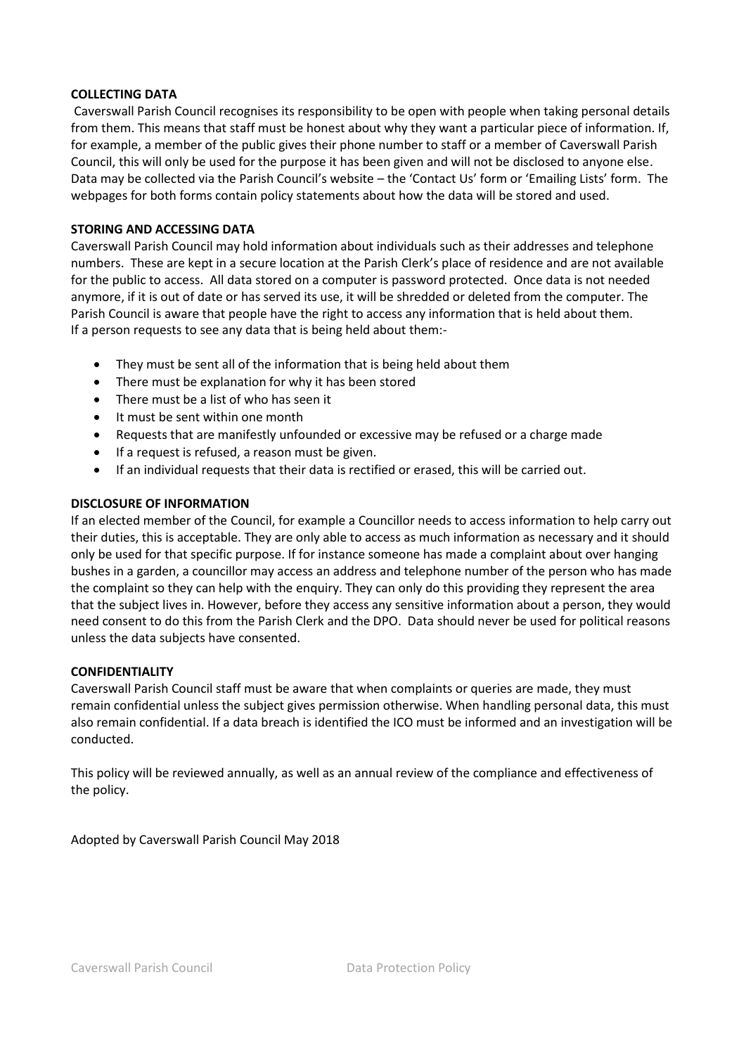**COLLECTING DATA**

Caverswall Parish Council recognises its responsibility to be open with people when taking personal details from them. This means that staff must be honest about why they want a particular piece of information. If, for example, a member of the public gives their phone number to staff or a member of Caverswall Parish Council, this will only be used for the purpose it has been given and will not be disclosed to anyone else. Data may be collected via the Parish Council's website – the 'Contact Us' form or 'Emailing Lists' form. The webpages for both forms contain policy statements about how the data will be stored and used.

**STORING AND ACCESSING DATA**

Caverswall Parish Council may hold information about individuals such as their addresses and telephone numbers. These are kept in a secure location at the Parish Clerk's place of residence and are not available for the public to access. All data stored on a computer is password protected. Once data is not needed anymore, if it is out of date or has served its use, it will be shredded or deleted from the computer. The Parish Council is aware that people have the right to access any information that is held about them.
If a person requests to see any data that is being held about them:-

- They must be sent all of the information that is being held about them
- There must be explanation for why it has been stored
- There must be a list of who has seen it
- It must be sent within one month
- Requests that are manifestly unfounded or excessive may be refused or a charge made
- If a request is refused, a reason must be given.
- If an individual requests that their data is rectified or erased, this will be carried out.

**DISCLOSURE OF INFORMATION**

If an elected member of the Council, for example a Councillor needs to access information to help carry out their duties, this is acceptable. They are only able to access as much information as necessary and it should only be used for that specific purpose. If for instance someone has made a complaint about over hanging bushes in a garden, a councillor may access an address and telephone number of the person who has made the complaint so they can help with the enquiry. They can only do this providing they represent the area that the subject lives in. However, before they access any sensitive information about a person, they would need consent to do this from the Parish Clerk and the DPO. Data should never be used for political reasons unless the data subjects have consented.

**CONFIDENTIALITY**

Caverswall Parish Council staff must be aware that when complaints or queries are made, they must remain confidential unless the subject gives permission otherwise. When handling personal data, this must also remain confidential. If a data breach is identified the ICO must be informed and an investigation will be conducted.

This policy will be reviewed annually, as well as an annual review of the compliance and effectiveness of the policy.

Adopted by Caverswall Parish Council May 2018